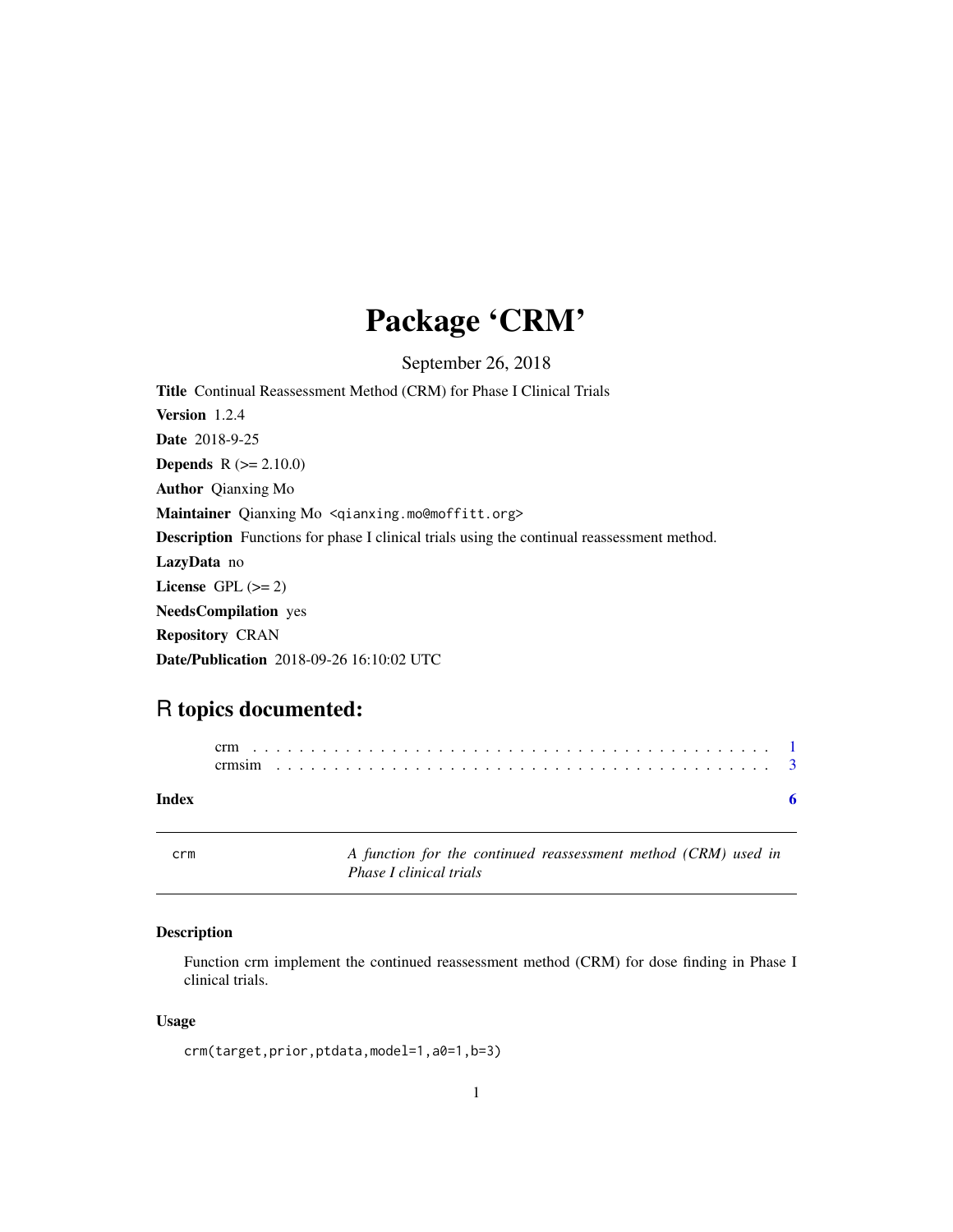# Package 'CRM'

September 26, 2018

**Title** Continual Reassessment Method (CRM) for Phase I Clinical Trials

**Version** 1.2.4

**Date** 2018-9-25

**Depends** R (>= 2.10.0)

**Author** Qianxing Mo

**Maintainer** Qianxing Mo <qianxing.mo@moffitt.org>

**Description** Functions for phase I clinical trials using the continual reassessment method.

**LazyData** no

**License** GPL (>= 2)

**NeedsCompilation** yes

**Repository** CRAN

**Date/Publication** 2018-09-26 16:10:02 UTC

## R topics documented:

crm . . . . . . . . . . . . . . . . . . . . . . . . . . . . . . . . . . . . . . . . . . 1
crmsim . . . . . . . . . . . . . . . . . . . . . . . . . . . . . . . . . . . . . . . . 3

**Index** 6

---

crm — *A function for the continued reassessment method (CRM) used in Phase I clinical trials*

---

### Description

Function crm implement the continued reassessment method (CRM) for dose finding in Phase I clinical trials.

### Usage

```
crm(target,prior,ptdata,model=1,a0=1,b=3)
```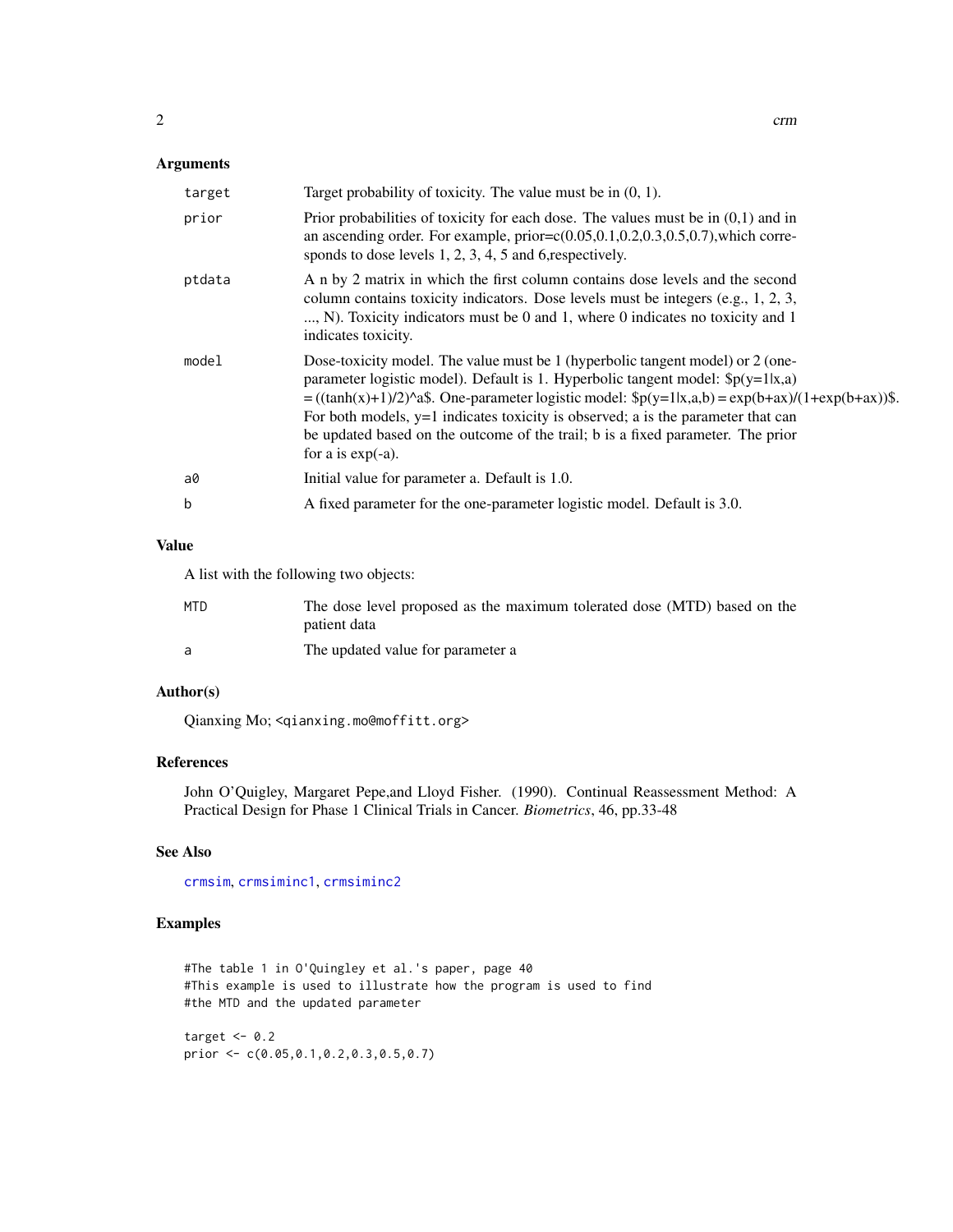## Arguments

| | |
|---|---|
| target | Target probability of toxicity. The value must be in (0, 1). |
| prior | Prior probabilities of toxicity for each dose. The values must be in (0,1) and in an ascending order. For example, prior=c(0.05,0.1,0.2,0.3,0.5,0.7),which corresponds to dose levels 1, 2, 3, 4, 5 and 6,respectively. |
| ptdata | A n by 2 matrix in which the first column contains dose levels and the second column contains toxicity indicators. Dose levels must be integers (e.g., 1, 2, 3, ..., N). Toxicity indicators must be 0 and 1, where 0 indicates no toxicity and 1 indicates toxicity. |
| model | Dose-toxicity model. The value must be 1 (hyperbolic tangent model) or 2 (one-parameter logistic model). Default is 1. Hyperbolic tangent model: $p(y=1\|x,a) = ((tanh(x)+1)/2)^a$. One-parameter logistic model: $p(y=1\|x,a,b) = exp(b+ax)/(1+exp(b+ax))$. For both models, y=1 indicates toxicity is observed; a is the parameter that can be updated based on the outcome of the trail; b is a fixed parameter. The prior for a is exp(-a). |
| a0 | Initial value for parameter a. Default is 1.0. |
| b | A fixed parameter for the one-parameter logistic model. Default is 3.0. |

## Value

A list with the following two objects:

| | |
|---|---|
| MTD | The dose level proposed as the maximum tolerated dose (MTD) based on the patient data |
| a | The updated value for parameter a |

## Author(s)

Qianxing Mo; <qianxing.mo@moffitt.org>

## References

John O'Quigley, Margaret Pepe,and Lloyd Fisher. (1990). Continual Reassessment Method: A Practical Design for Phase 1 Clinical Trials in Cancer. *Biometrics*, 46, pp.33-48

## See Also

crmsim, crmsiminc1, crmsiminc2

## Examples

```
#The table 1 in O'Quingley et al.'s paper, page 40
#This example is used to illustrate how the program is used to find
#the MTD and the updated parameter

target <- 0.2
prior <- c(0.05,0.1,0.2,0.3,0.5,0.7)
```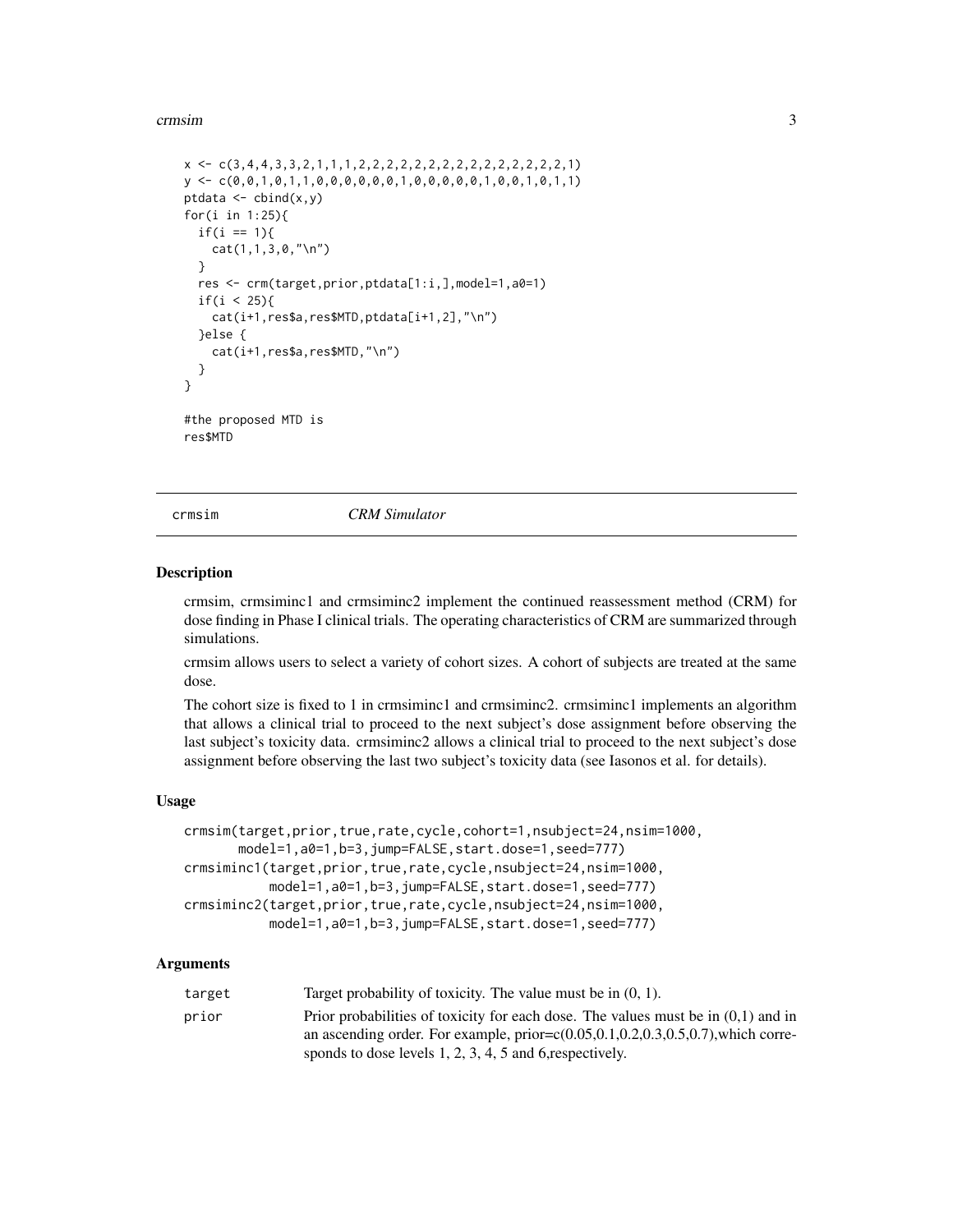```
x <- c(3,4,4,3,3,2,1,1,1,2,2,2,2,2,2,2,2,2,2,2,2,2,2,2,1)
y <- c(0,0,1,0,1,1,0,0,0,0,0,0,1,0,0,0,0,0,1,0,0,1,0,1,1)
ptdata <- cbind(x,y)
for(i in 1:25){
  if(i == 1){
    cat(1,1,3,0,"\n")
  }
  res <- crm(target,prior,ptdata[1:i,],model=1,a0=1)
  if(i < 25){
    cat(i+1,res$a,res$MTD,ptdata[i+1,2],"\n")
  }else {
    cat(i+1,res$a,res$MTD,"\n")
  }
}

#the proposed MTD is
res$MTD
```

## crmsim *CRM Simulator*

### Description

crmsim, crmsiminc1 and crmsiminc2 implement the continued reassessment method (CRM) for dose finding in Phase I clinical trials. The operating characteristics of CRM are summarized through simulations.

crmsim allows users to select a variety of cohort sizes. A cohort of subjects are treated at the same dose.

The cohort size is fixed to 1 in crmsiminc1 and crmsiminc2. crmsiminc1 implements an algorithm that allows a clinical trial to proceed to the next subject's dose assignment before observing the last subject's toxicity data. crmsiminc2 allows a clinical trial to proceed to the next subject's dose assignment before observing the last two subject's toxicity data (see Iasonos et al. for details).

### Usage

```
crmsim(target,prior,true,rate,cycle,cohort=1,nsubject=24,nsim=1000,
       model=1,a0=1,b=3,jump=FALSE,start.dose=1,seed=777)
crmsiminc1(target,prior,true,rate,cycle,nsubject=24,nsim=1000,
           model=1,a0=1,b=3,jump=FALSE,start.dose=1,seed=777)
crmsiminc2(target,prior,true,rate,cycle,nsubject=24,nsim=1000,
           model=1,a0=1,b=3,jump=FALSE,start.dose=1,seed=777)
```

### Arguments

| | |
|---|---|
| target | Target probability of toxicity. The value must be in (0, 1). |
| prior | Prior probabilities of toxicity for each dose. The values must be in (0,1) and in an ascending order. For example, prior=c(0.05,0.1,0.2,0.3,0.5,0.7),which corresponds to dose levels 1, 2, 3, 4, 5 and 6,respectively. |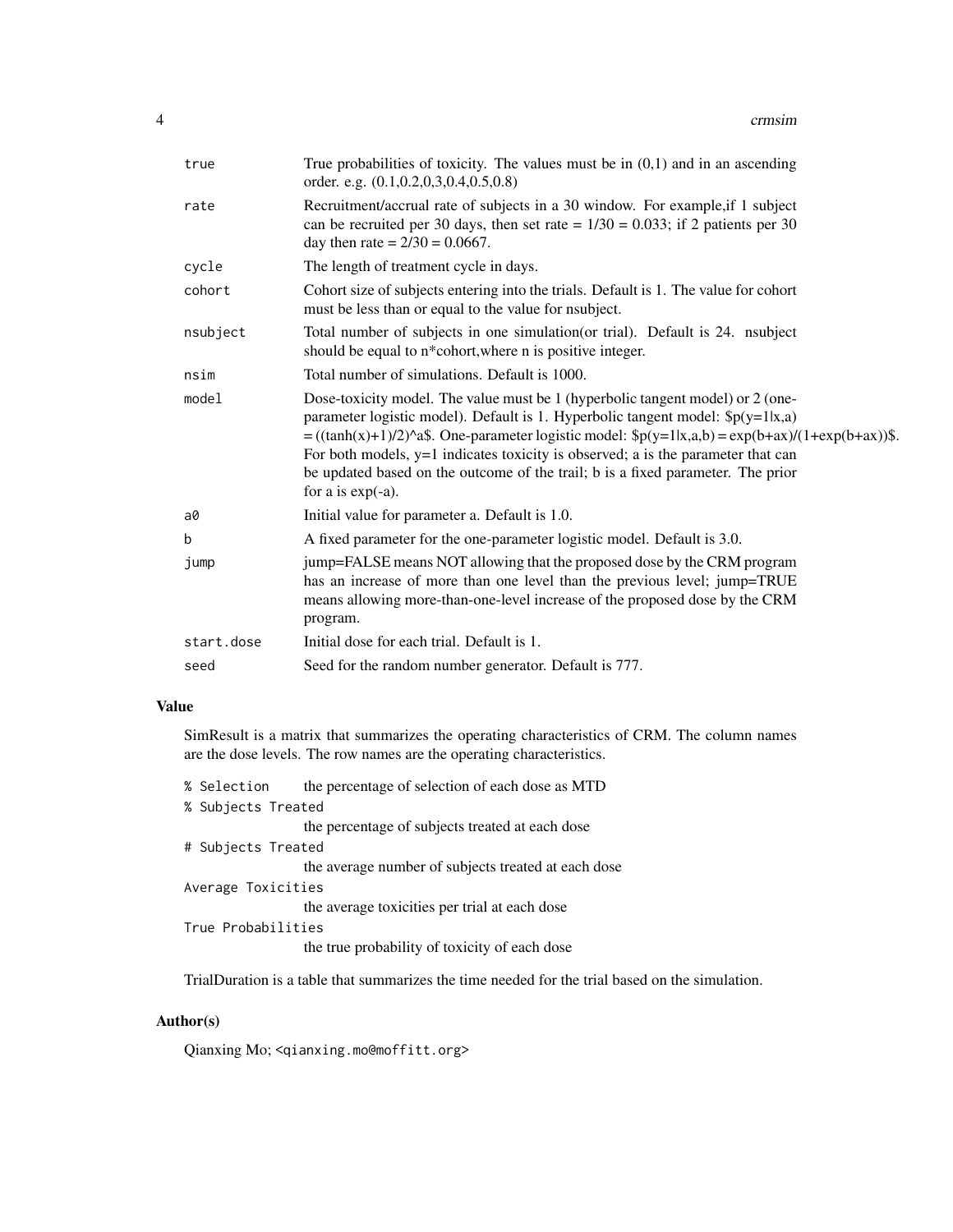| | |
|---|---|
| true | True probabilities of toxicity. The values must be in (0,1) and in an ascending order. e.g. (0.1,0.2,0,3,0.4,0.5,0.8) |
| rate | Recruitment/accrual rate of subjects in a 30 window. For example,if 1 subject can be recruited per 30 days, then set rate = 1/30 = 0.033; if 2 patients per 30 day then rate = 2/30 = 0.0667. |
| cycle | The length of treatment cycle in days. |
| cohort | Cohort size of subjects entering into the trials. Default is 1. The value for cohort must be less than or equal to the value for nsubject. |
| nsubject | Total number of subjects in one simulation(or trial). Default is 24. nsubject should be equal to n*cohort,where n is positive integer. |
| nsim | Total number of simulations. Default is 1000. |
| model | Dose-toxicity model. The value must be 1 (hyperbolic tangent model) or 2 (one-parameter logistic model). Default is 1. Hyperbolic tangent model: $p(y=1\|x,a) = ((tanh(x)+1)/2)^a$. One-parameter logistic model: $p(y=1\|x,a,b) = exp(b+ax)/(1+exp(b+ax))$. For both models, y=1 indicates toxicity is observed; a is the parameter that can be updated based on the outcome of the trail; b is a fixed parameter. The prior for a is exp(-a). |
| a0 | Initial value for parameter a. Default is 1.0. |
| b | A fixed parameter for the one-parameter logistic model. Default is 3.0. |
| jump | jump=FALSE means NOT allowing that the proposed dose by the CRM program has an increase of more than one level than the previous level; jump=TRUE means allowing more-than-one-level increase of the proposed dose by the CRM program. |
| start.dose | Initial dose for each trial. Default is 1. |
| seed | Seed for the random number generator. Default is 777. |

## Value

SimResult is a matrix that summarizes the operating characteristics of CRM. The column names are the dose levels. The row names are the operating characteristics.

| | |
|---|---|
| % Selection | the percentage of selection of each dose as MTD |
| % Subjects Treated | the percentage of subjects treated at each dose |
| # Subjects Treated | the average number of subjects treated at each dose |
| Average Toxicities | the average toxicities per trial at each dose |
| True Probabilities | the true probability of toxicity of each dose |

TrialDuration is a table that summarizes the time needed for the trial based on the simulation.

## Author(s)

Qianxing Mo; <qianxing.mo@moffitt.org>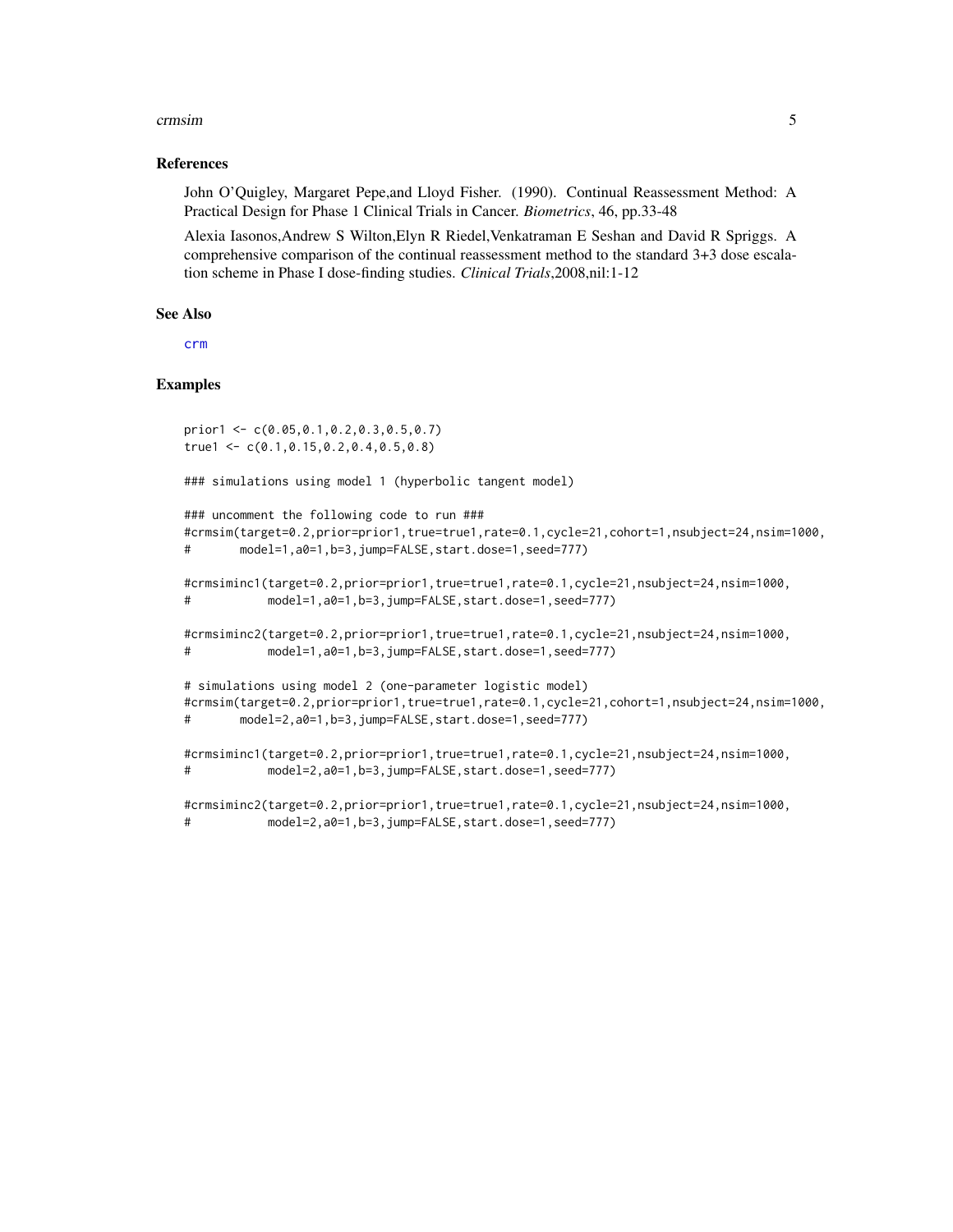## References

John O'Quigley, Margaret Pepe,and Lloyd Fisher. (1990). Continual Reassessment Method: A Practical Design for Phase 1 Clinical Trials in Cancer. *Biometrics*, 46, pp.33-48

Alexia Iasonos,Andrew S Wilton,Elyn R Riedel,Venkatraman E Seshan and David R Spriggs. A comprehensive comparison of the continual reassessment method to the standard 3+3 dose escalation scheme in Phase I dose-finding studies. *Clinical Trials*,2008,nil:1-12

## See Also

crm

## Examples

```
prior1 <- c(0.05,0.1,0.2,0.3,0.5,0.7)
true1 <- c(0.1,0.15,0.2,0.4,0.5,0.8)

### simulations using model 1 (hyperbolic tangent model)

### uncomment the following code to run ###
#crmsim(target=0.2,prior=prior1,true=true1,rate=0.1,cycle=21,cohort=1,nsubject=24,nsim=1000,
#       model=1,a0=1,b=3,jump=FALSE,start.dose=1,seed=777)

#crmsiminc1(target=0.2,prior=prior1,true=true1,rate=0.1,cycle=21,nsubject=24,nsim=1000,
#           model=1,a0=1,b=3,jump=FALSE,start.dose=1,seed=777)

#crmsiminc2(target=0.2,prior=prior1,true=true1,rate=0.1,cycle=21,nsubject=24,nsim=1000,
#           model=1,a0=1,b=3,jump=FALSE,start.dose=1,seed=777)

# simulations using model 2 (one-parameter logistic model)
#crmsim(target=0.2,prior=prior1,true=true1,rate=0.1,cycle=21,cohort=1,nsubject=24,nsim=1000,
#       model=2,a0=1,b=3,jump=FALSE,start.dose=1,seed=777)

#crmsiminc1(target=0.2,prior=prior1,true=true1,rate=0.1,cycle=21,nsubject=24,nsim=1000,
#           model=2,a0=1,b=3,jump=FALSE,start.dose=1,seed=777)

#crmsiminc2(target=0.2,prior=prior1,true=true1,rate=0.1,cycle=21,nsubject=24,nsim=1000,
#           model=2,a0=1,b=3,jump=FALSE,start.dose=1,seed=777)
```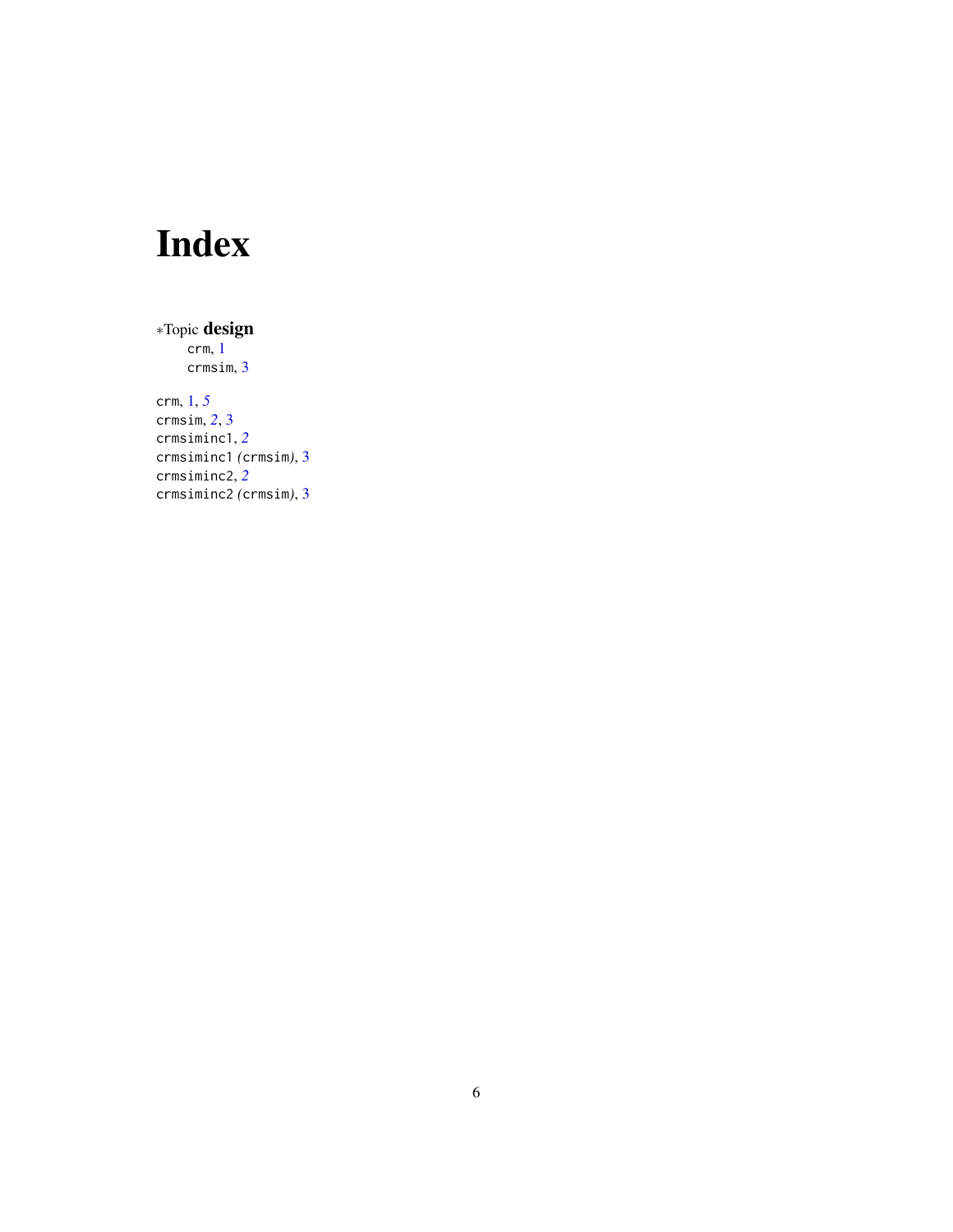# Index

*Topic **design**

- crm, 1
- crmsim, 3

crm, 1, *5*
crmsim, *2*, 3
crmsiminc1, *2*
crmsiminc1 *(*crmsim*)*, 3
crmsiminc2, *2*
crmsiminc2 *(*crmsim*)*, 3